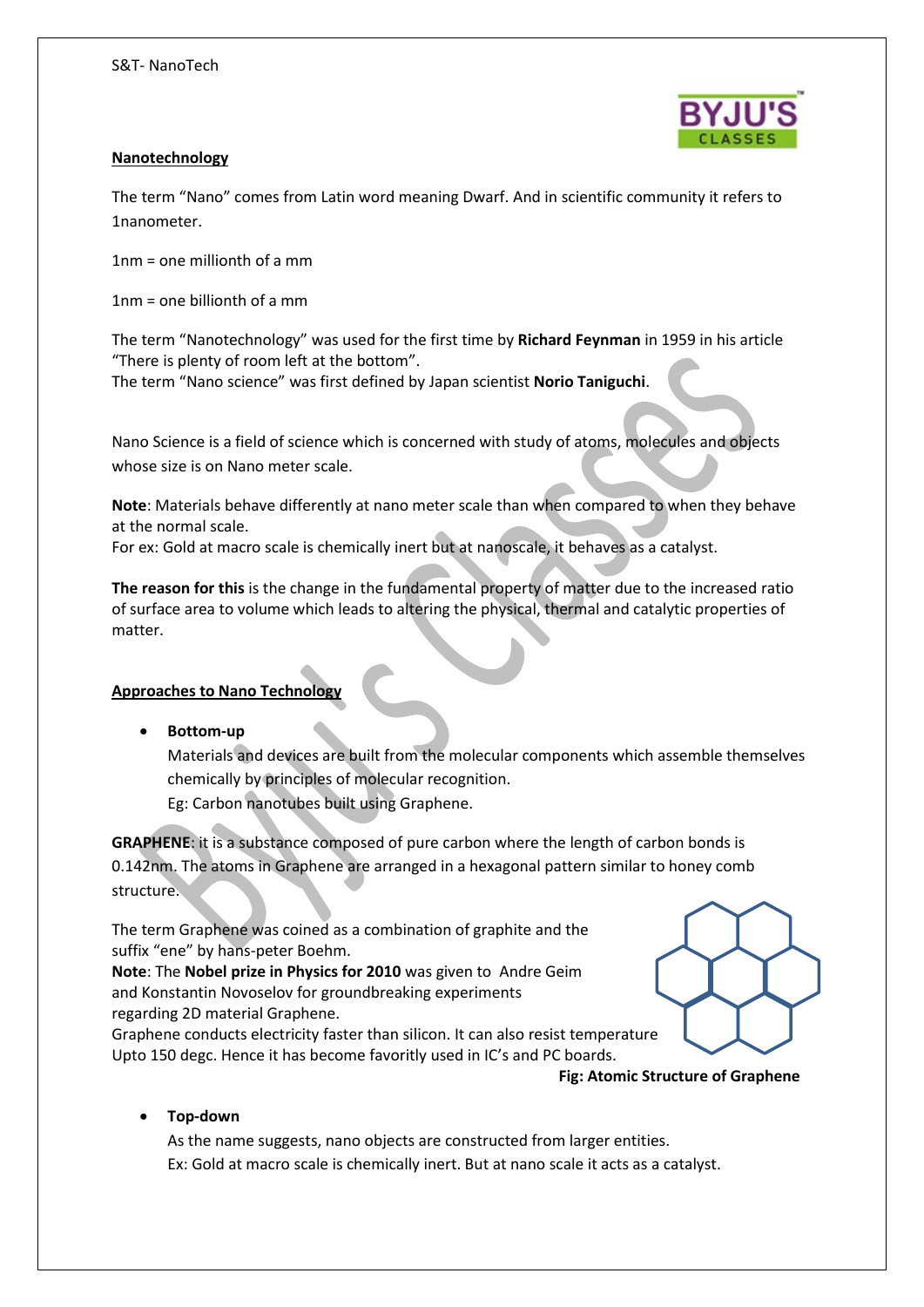## Nanotechnology

The term "Nano" comes from Latin word meaning Dwarf. And in scientific community it refers to 1nanometer.

1nm = one millionth of a mm

1nm = one billionth of a mm

The term "Nanotechnology" was used for the first time by **Richard Feynman** in 1959 in his article "There is plenty of room left at the bottom".
The term "Nano science" was first defined by Japan scientist **Norio Taniguchi**.

Nano Science is a field of science which is concerned with study of atoms, molecules and objects whose size is on Nano meter scale.

**Note**: Materials behave differently at nano meter scale than when compared to when they behave at the normal scale.
For ex: Gold at macro scale is chemically inert but at nanoscale, it behaves as a catalyst.

**The reason for this** is the change in the fundamental property of matter due to the increased ratio of surface area to volume which leads to altering the physical, thermal and catalytic properties of matter.

## Approaches to Nano Technology

- **Bottom-up**
  Materials and devices are built from the molecular components which assemble themselves chemically by principles of molecular recognition.
  Eg: Carbon nanotubes built using Graphene.

**GRAPHENE**: it is a substance composed of pure carbon where the length of carbon bonds is 0.142nm. The atoms in Graphene are arranged in a hexagonal pattern similar to honey comb structure.

The term Graphene was coined as a combination of graphite and the suffix "ene" by hans-peter Boehm.
**Note**: The **Nobel prize in Physics for 2010** was given to Andre Geim and Konstantin Novoselov for groundbreaking experiments regarding 2D material Graphene.
Graphene conducts electricity faster than silicon. It can also resist temperature Upto 150 degc. Hence it has become favoritly used in IC's and PC boards.

**Fig: Atomic Structure of Graphene**

- **Top-down**
  As the name suggests, nano objects are constructed from larger entities.
  Ex: Gold at macro scale is chemically inert. But at nano scale it acts as a catalyst.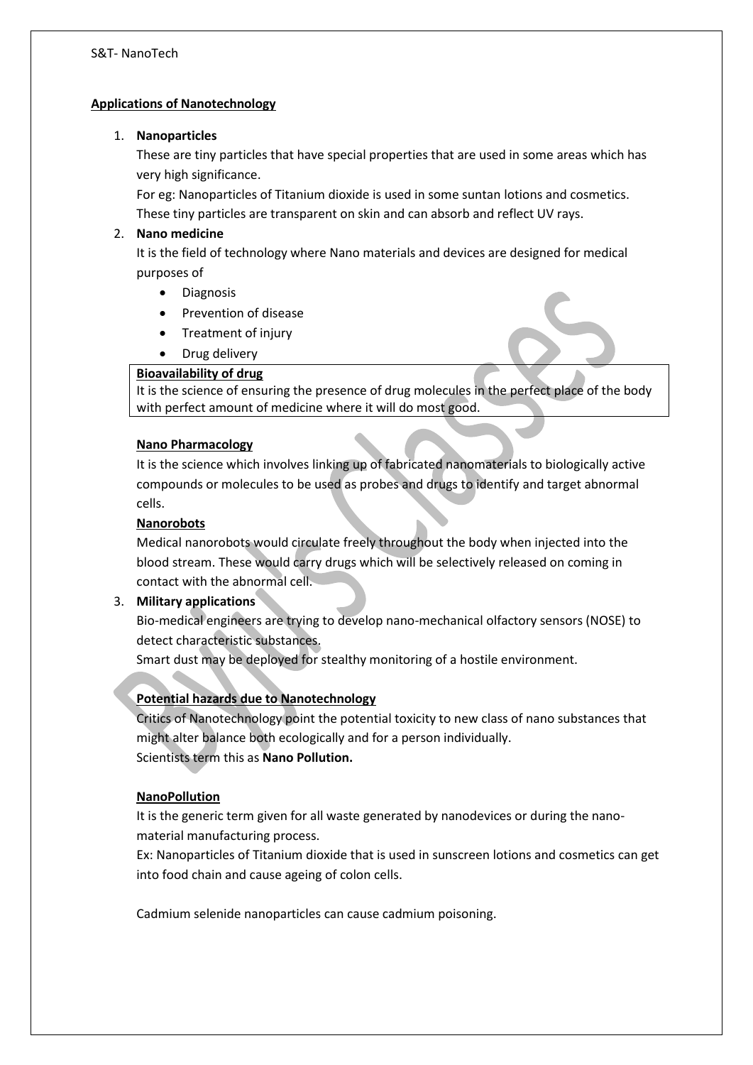## Applications of Nanotechnology

1. **Nanoparticles**

   These are tiny particles that have special properties that are used in some areas which has very high significance.

   For eg: Nanoparticles of Titanium dioxide is used in some suntan lotions and cosmetics. These tiny particles are transparent on skin and can absorb and reflect UV rays.

2. **Nano medicine**

   It is the field of technology where Nano materials and devices are designed for medical purposes of

   - Diagnosis
   - Prevention of disease
   - Treatment of injury
   - Drug delivery

   **Bioavailability of drug**

   It is the science of ensuring the presence of drug molecules in the perfect place of the body with perfect amount of medicine where it will do most good.

   **Nano Pharmacology**

   It is the science which involves linking up of fabricated nanomaterials to biologically active compounds or molecules to be used as probes and drugs to identify and target abnormal cells.

   **Nanorobots**

   Medical nanorobots would circulate freely throughout the body when injected into the blood stream. These would carry drugs which will be selectively released on coming in contact with the abnormal cell.

3. **Military applications**

   Bio-medical engineers are trying to develop nano-mechanical olfactory sensors (NOSE) to detect characteristic substances.

   Smart dust may be deployed for stealthy monitoring of a hostile environment.

### Potential hazards due to Nanotechnology

Critics of Nanotechnology point the potential toxicity to new class of nano substances that might alter balance both ecologically and for a person individually.

Scientists term this as **Nano Pollution.**

### NanoPollution

It is the generic term given for all waste generated by nanodevices or during the nano-material manufacturing process.

Ex: Nanoparticles of Titanium dioxide that is used in sunscreen lotions and cosmetics can get into food chain and cause ageing of colon cells.

Cadmium selenide nanoparticles can cause cadmium poisoning.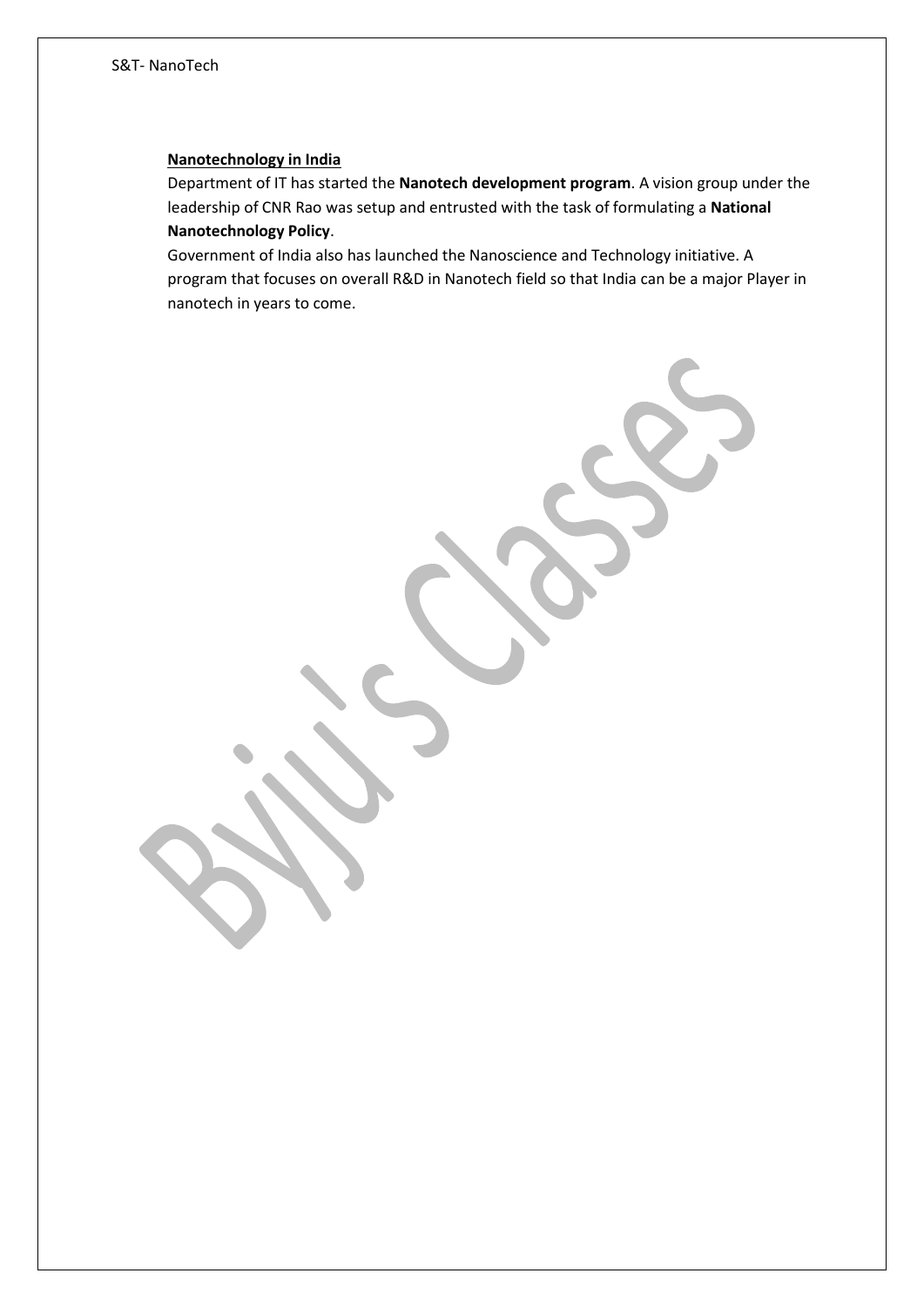**Nanotechnology in India**

Department of IT has started the **Nanotech development program**. A vision group under the leadership of CNR Rao was setup and entrusted with the task of formulating a **National Nanotechnology Policy**.

Government of India also has launched the Nanoscience and Technology initiative. A program that focuses on overall R&D in Nanotech field so that India can be a major Player in nanotech in years to come.